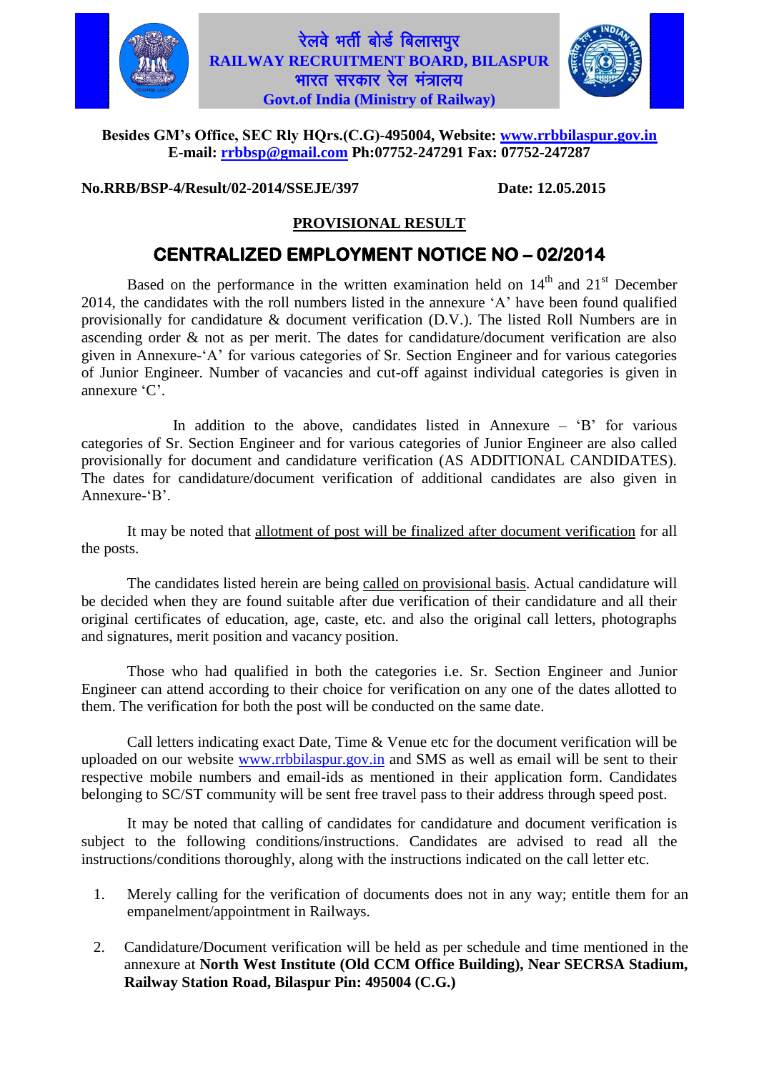रेलवे भर्ती बोर्ड बिलासपुर
**RAILWAY RECRUITMENT BOARD, BILASPUR**
भारत सरकार रेल मंत्रालय
**Govt.of India (Ministry of Railway)**

**Besides GM's Office, SEC Rly HQrs.(C.G)-495004, Website: www.rrbbilaspur.gov.in**
**E-mail: rrbbsp@gmail.com Ph:07752-247291 Fax: 07752-247287**

**No.RRB/BSP-4/Result/02-2014/SSEJE/397** **Date: 12.05.2015**

## PROVISIONAL RESULT

# CENTRALIZED EMPLOYMENT NOTICE NO – 02/2014

Based on the performance in the written examination held on 14th and 21st December 2014, the candidates with the roll numbers listed in the annexure 'A' have been found qualified provisionally for candidature & document verification (D.V.). The listed Roll Numbers are in ascending order & not as per merit. The dates for candidature/document verification are also given in Annexure-'A' for various categories of Sr. Section Engineer and for various categories of Junior Engineer. Number of vacancies and cut-off against individual categories is given in annexure 'C'.

In addition to the above, candidates listed in Annexure – 'B' for various categories of Sr. Section Engineer and for various categories of Junior Engineer are also called provisionally for document and candidature verification (AS ADDITIONAL CANDIDATES). The dates for candidature/document verification of additional candidates are also given in Annexure-'B'.

It may be noted that allotment of post will be finalized after document verification for all the posts.

The candidates listed herein are being called on provisional basis. Actual candidature will be decided when they are found suitable after due verification of their candidature and all their original certificates of education, age, caste, etc. and also the original call letters, photographs and signatures, merit position and vacancy position.

Those who had qualified in both the categories i.e. Sr. Section Engineer and Junior Engineer can attend according to their choice for verification on any one of the dates allotted to them. The verification for both the post will be conducted on the same date.

Call letters indicating exact Date, Time & Venue etc for the document verification will be uploaded on our website www.rrbbilaspur.gov.in and SMS as well as email will be sent to their respective mobile numbers and email-ids as mentioned in their application form. Candidates belonging to SC/ST community will be sent free travel pass to their address through speed post.

It may be noted that calling of candidates for candidature and document verification is subject to the following conditions/instructions. Candidates are advised to read all the instructions/conditions thoroughly, along with the instructions indicated on the call letter etc.

1. Merely calling for the verification of documents does not in any way; entitle them for an empanelment/appointment in Railways.
2. Candidature/Document verification will be held as per schedule and time mentioned in the annexure at **North West Institute (Old CCM Office Building), Near SECRSA Stadium, Railway Station Road, Bilaspur Pin: 495004 (C.G.)**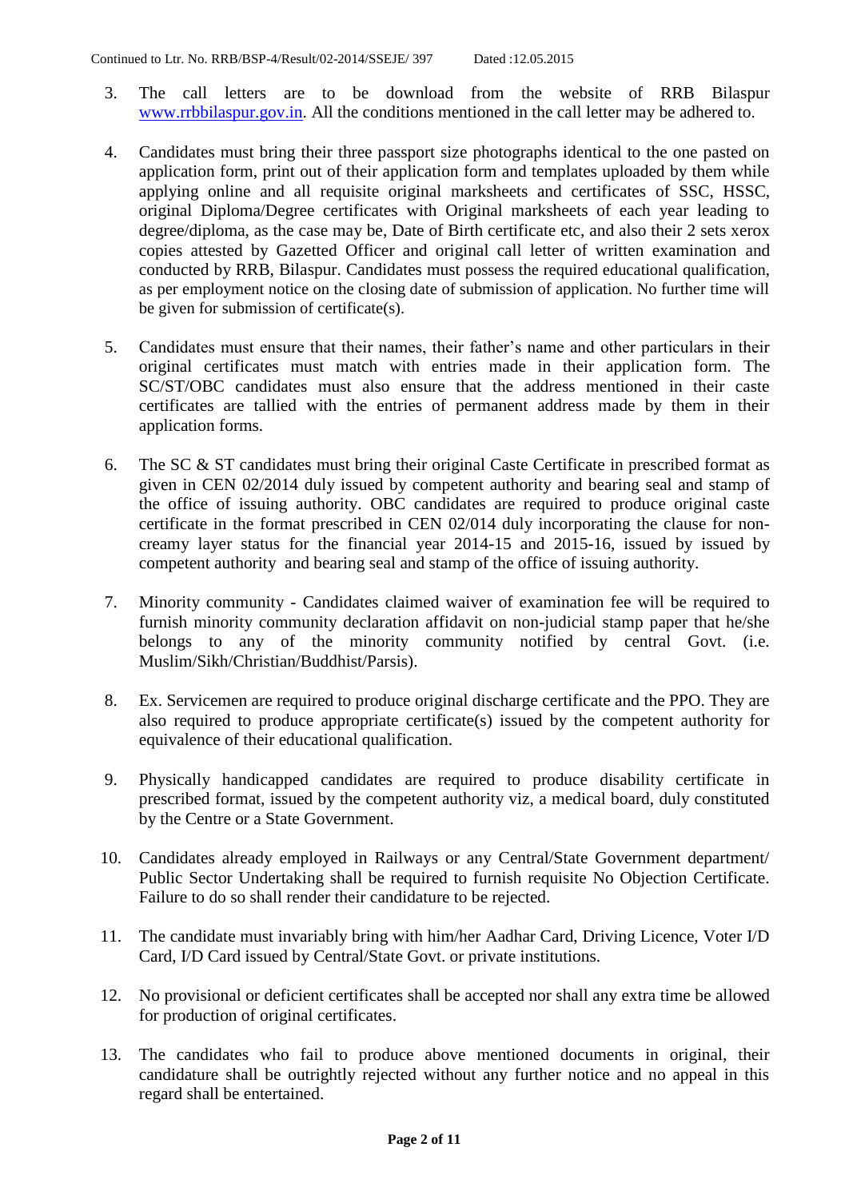Continued to Ltr. No. RRB/BSP-4/Result/02-2014/SSEJE/ 397 Dated :12.05.2015

3. The call letters are to be download from the website of RRB Bilaspur www.rrbbilaspur.gov.in. All the conditions mentioned in the call letter may be adhered to.

4. Candidates must bring their three passport size photographs identical to the one pasted on application form, print out of their application form and templates uploaded by them while applying online and all requisite original marksheets and certificates of SSC, HSSC, original Diploma/Degree certificates with Original marksheets of each year leading to degree/diploma, as the case may be, Date of Birth certificate etc, and also their 2 sets xerox copies attested by Gazetted Officer and original call letter of written examination and conducted by RRB, Bilaspur. Candidates must possess the required educational qualification, as per employment notice on the closing date of submission of application. No further time will be given for submission of certificate(s).

5. Candidates must ensure that their names, their father's name and other particulars in their original certificates must match with entries made in their application form. The SC/ST/OBC candidates must also ensure that the address mentioned in their caste certificates are tallied with the entries of permanent address made by them in their application forms.

6. The SC & ST candidates must bring their original Caste Certificate in prescribed format as given in CEN 02/2014 duly issued by competent authority and bearing seal and stamp of the office of issuing authority. OBC candidates are required to produce original caste certificate in the format prescribed in CEN 02/014 duly incorporating the clause for non-creamy layer status for the financial year 2014-15 and 2015-16, issued by issued by competent authority and bearing seal and stamp of the office of issuing authority.

7. Minority community - Candidates claimed waiver of examination fee will be required to furnish minority community declaration affidavit on non-judicial stamp paper that he/she belongs to any of the minority community notified by central Govt. (i.e. Muslim/Sikh/Christian/Buddhist/Parsis).

8. Ex. Servicemen are required to produce original discharge certificate and the PPO. They are also required to produce appropriate certificate(s) issued by the competent authority for equivalence of their educational qualification.

9. Physically handicapped candidates are required to produce disability certificate in prescribed format, issued by the competent authority viz, a medical board, duly constituted by the Centre or a State Government.

10. Candidates already employed in Railways or any Central/State Government department/ Public Sector Undertaking shall be required to furnish requisite No Objection Certificate. Failure to do so shall render their candidature to be rejected.

11. The candidate must invariably bring with him/her Aadhar Card, Driving Licence, Voter I/D Card, I/D Card issued by Central/State Govt. or private institutions.

12. No provisional or deficient certificates shall be accepted nor shall any extra time be allowed for production of original certificates.

13. The candidates who fail to produce above mentioned documents in original, their candidature shall be outrightly rejected without any further notice and no appeal in this regard shall be entertained.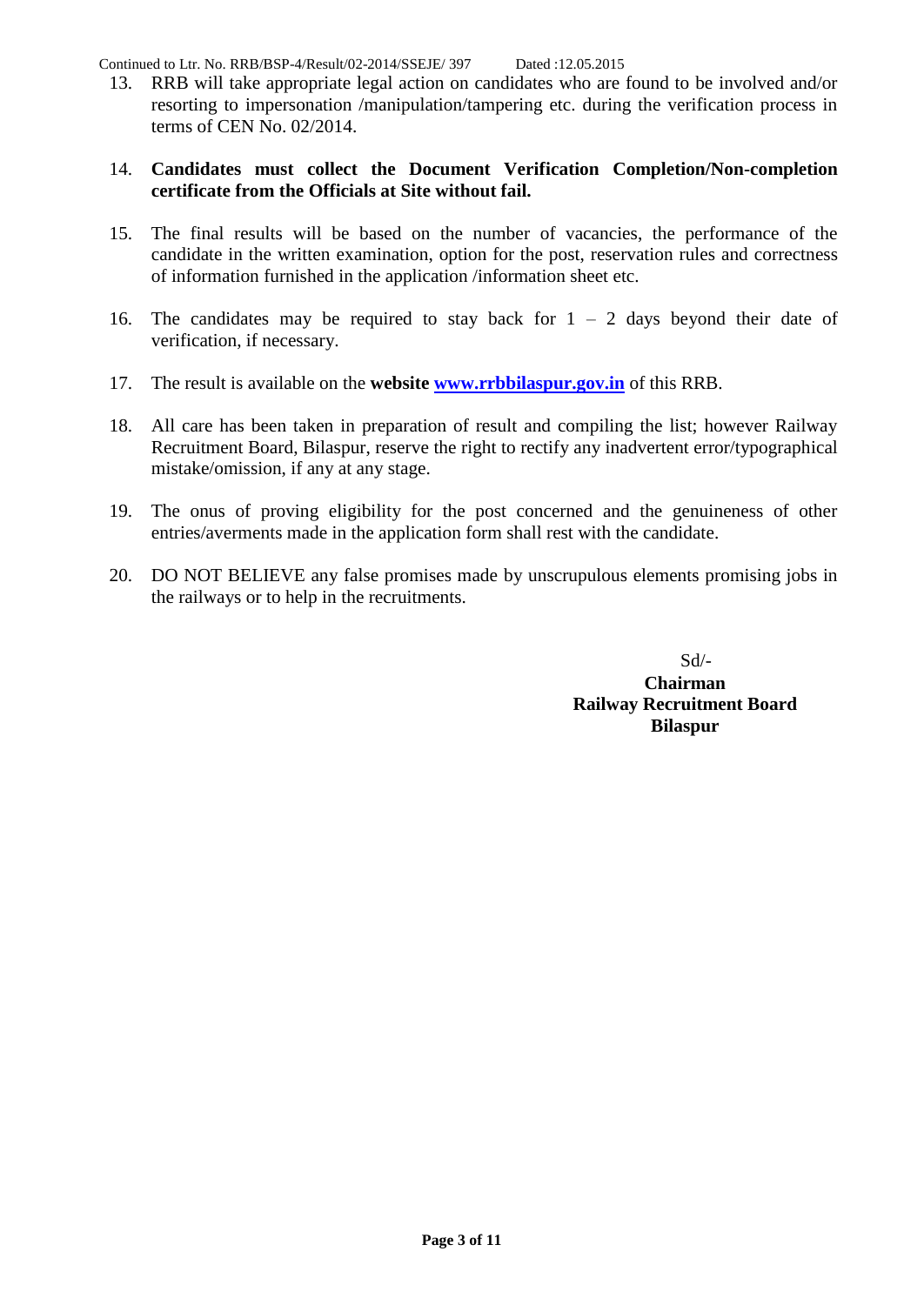Continued to Ltr. No. RRB/BSP-4/Result/02-2014/SSEJE/ 397 Dated :12.05.2015

13. RRB will take appropriate legal action on candidates who are found to be involved and/or resorting to impersonation /manipulation/tampering etc. during the verification process in terms of CEN No. 02/2014.

14. **Candidates must collect the Document Verification Completion/Non-completion certificate from the Officials at Site without fail.**

15. The final results will be based on the number of vacancies, the performance of the candidate in the written examination, option for the post, reservation rules and correctness of information furnished in the application /information sheet etc.

16. The candidates may be required to stay back for 1 – 2 days beyond their date of verification, if necessary.

17. The result is available on the **website [www.rrbbilaspur.gov.in](http://www.rrbbilaspur.gov.in)** of this RRB.

18. All care has been taken in preparation of result and compiling the list; however Railway Recruitment Board, Bilaspur, reserve the right to rectify any inadvertent error/typographical mistake/omission, if any at any stage.

19. The onus of proving eligibility for the post concerned and the genuineness of other entries/averments made in the application form shall rest with the candidate.

20. DO NOT BELIEVE any false promises made by unscrupulous elements promising jobs in the railways or to help in the recruitments.

Sd/-
**Chairman**
**Railway Recruitment Board**
**Bilaspur**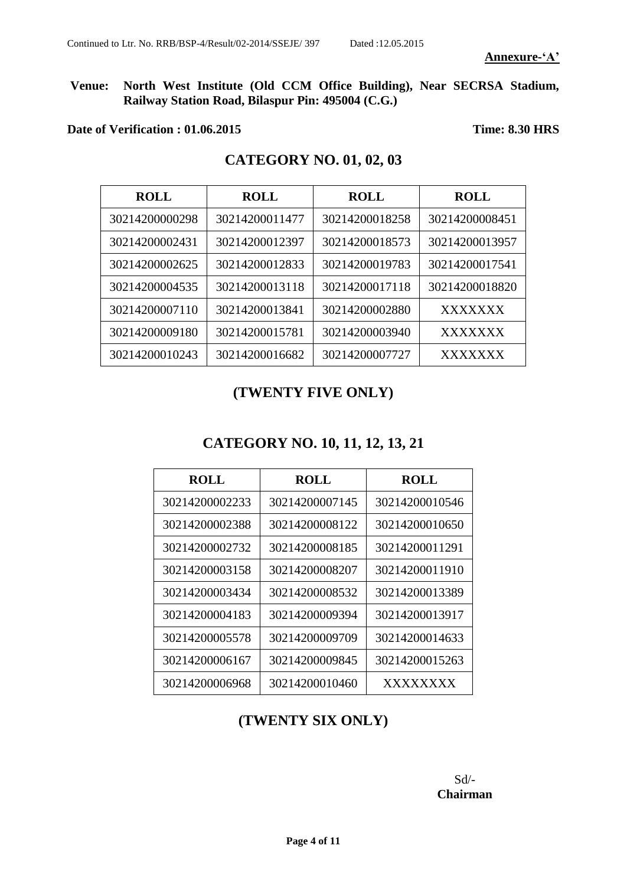Continued to Ltr. No. RRB/BSP-4/Result/02-2014/SSEJE/ 397 Dated :12.05.2015

**Annexure-'A'**

**Venue: North West Institute (Old CCM Office Building), Near SECRSA Stadium, Railway Station Road, Bilaspur Pin: 495004 (C.G.)**

**Date of Verification : 01.06.2015** **Time: 8.30 HRS**

## CATEGORY NO. 01, 02, 03

| ROLL | ROLL | ROLL | ROLL |
|---|---|---|---|
| 30214200000298 | 30214200011477 | 30214200018258 | 30214200008451 |
| 30214200002431 | 30214200012397 | 30214200018573 | 30214200013957 |
| 30214200002625 | 30214200012833 | 30214200019783 | 30214200017541 |
| 30214200004535 | 30214200013118 | 30214200017118 | 30214200018820 |
| 30214200007110 | 30214200013841 | 30214200002880 | XXXXXXX |
| 30214200009180 | 30214200015781 | 30214200003940 | XXXXXXX |
| 30214200010243 | 30214200016682 | 30214200007727 | XXXXXXX |

## (TWENTY FIVE ONLY)

## CATEGORY NO. 10, 11, 12, 13, 21

| ROLL | ROLL | ROLL |
|---|---|---|
| 30214200002233 | 30214200007145 | 30214200010546 |
| 30214200002388 | 30214200008122 | 30214200010650 |
| 30214200002732 | 30214200008185 | 30214200011291 |
| 30214200003158 | 30214200008207 | 30214200011910 |
| 30214200003434 | 30214200008532 | 30214200013389 |
| 30214200004183 | 30214200009394 | 30214200013917 |
| 30214200005578 | 30214200009709 | 30214200014633 |
| 30214200006167 | 30214200009845 | 30214200015263 |
| 30214200006968 | 30214200010460 | XXXXXXXX |

## (TWENTY SIX ONLY)

Sd/-
**Chairman**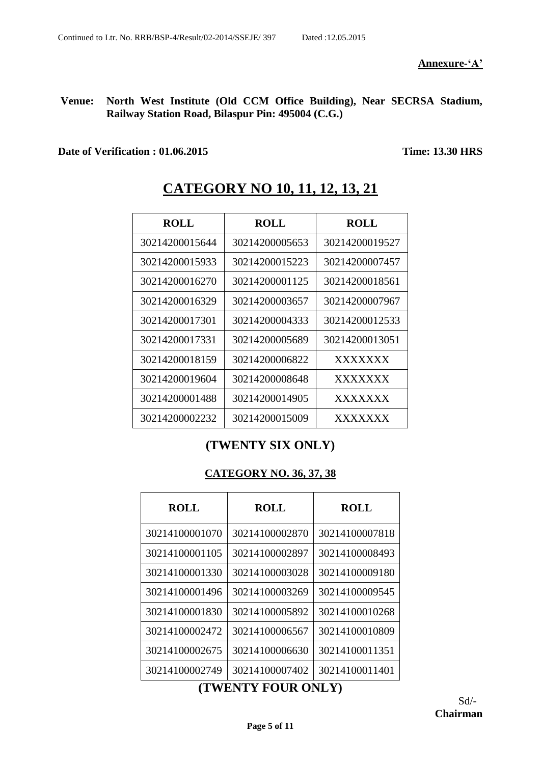Continued to Ltr. No. RRB/BSP-4/Result/02-2014/SSEJE/ 397 Dated :12.05.2015

**Annexure-'A'**

**Venue: North West Institute (Old CCM Office Building), Near SECRSA Stadium, Railway Station Road, Bilaspur Pin: 495004 (C.G.)**

**Date of Verification : 01.06.2015** **Time: 13.30 HRS**

# CATEGORY NO 10, 11, 12, 13, 21

| ROLL | ROLL | ROLL |
|---|---|---|
| 30214200015644 | 30214200005653 | 30214200019527 |
| 30214200015933 | 30214200015223 | 30214200007457 |
| 30214200016270 | 30214200001125 | 30214200018561 |
| 30214200016329 | 30214200003657 | 30214200007967 |
| 30214200017301 | 30214200004333 | 30214200012533 |
| 30214200017331 | 30214200005689 | 30214200013051 |
| 30214200018159 | 30214200006822 | XXXXXXX |
| 30214200019604 | 30214200008648 | XXXXXXX |
| 30214200001488 | 30214200014905 | XXXXXXX |
| 30214200002232 | 30214200015009 | XXXXXXX |

## (TWENTY SIX ONLY)

### CATEGORY NO. 36, 37, 38

| ROLL | ROLL | ROLL |
|---|---|---|
| 30214100001070 | 30214100002870 | 30214100007818 |
| 30214100001105 | 30214100002897 | 30214100008493 |
| 30214100001330 | 30214100003028 | 30214100009180 |
| 30214100001496 | 30214100003269 | 30214100009545 |
| 30214100001830 | 30214100005892 | 30214100010268 |
| 30214100002472 | 30214100006567 | 30214100010809 |
| 30214100002675 | 30214100006630 | 30214100011351 |
| 30214100002749 | 30214100007402 | 30214100011401 |

## (TWENTY FOUR ONLY)

Sd/-
**Chairman**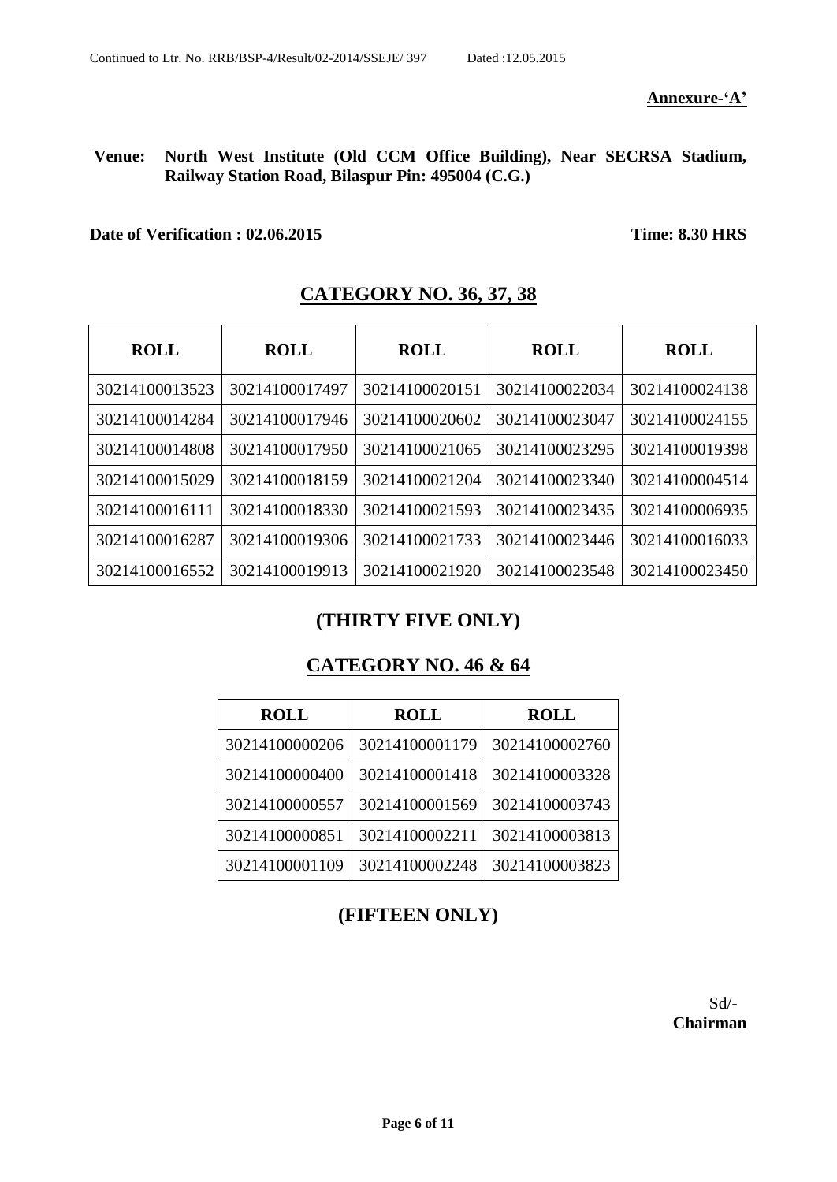Continued to Ltr. No. RRB/BSP-4/Result/02-2014/SSEJE/ 397 Dated :12.05.2015

**Annexure-'A'**

**Venue: North West Institute (Old CCM Office Building), Near SECRSA Stadium, Railway Station Road, Bilaspur Pin: 495004 (C.G.)**

**Date of Verification : 02.06.2015** **Time: 8.30 HRS**

## CATEGORY NO. 36, 37, 38

| ROLL | ROLL | ROLL | ROLL | ROLL |
|---|---|---|---|---|
| 30214100013523 | 30214100017497 | 30214100020151 | 30214100022034 | 30214100024138 |
| 30214100014284 | 30214100017946 | 30214100020602 | 30214100023047 | 30214100024155 |
| 30214100014808 | 30214100017950 | 30214100021065 | 30214100023295 | 30214100019398 |
| 30214100015029 | 30214100018159 | 30214100021204 | 30214100023340 | 30214100004514 |
| 30214100016111 | 30214100018330 | 30214100021593 | 30214100023435 | 30214100006935 |
| 30214100016287 | 30214100019306 | 30214100021733 | 30214100023446 | 30214100016033 |
| 30214100016552 | 30214100019913 | 30214100021920 | 30214100023548 | 30214100023450 |

**(THIRTY FIVE ONLY)**

## CATEGORY NO. 46 & 64

| ROLL | ROLL | ROLL |
|---|---|---|
| 30214100000206 | 30214100001179 | 30214100002760 |
| 30214100000400 | 30214100001418 | 30214100003328 |
| 30214100000557 | 30214100001569 | 30214100003743 |
| 30214100000851 | 30214100002211 | 30214100003813 |
| 30214100001109 | 30214100002248 | 30214100003823 |

**(FIFTEEN ONLY)**

Sd/-
**Chairman**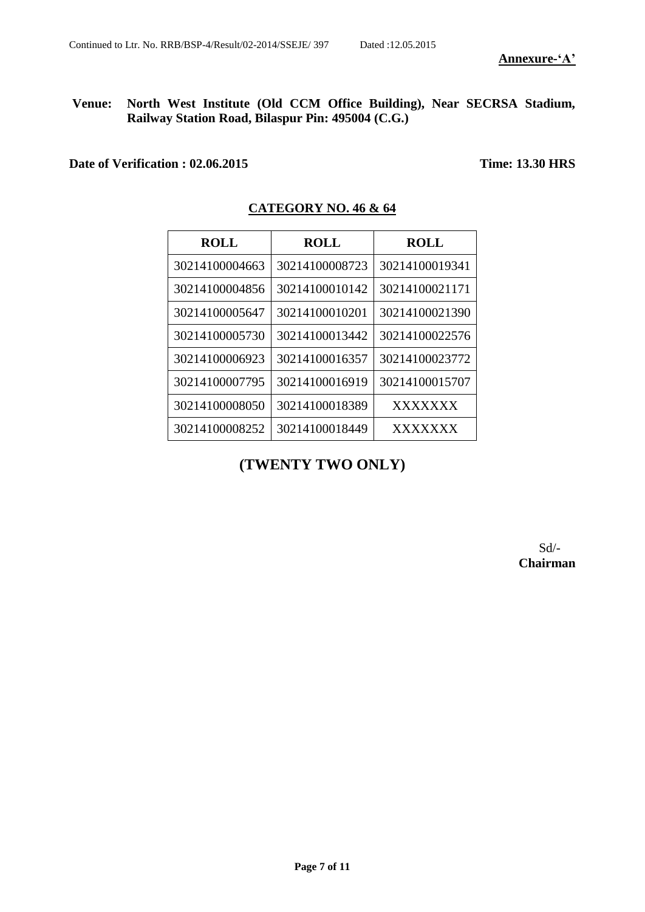Continued to Ltr. No. RRB/BSP-4/Result/02-2014/SSEJE/ 397 Dated :12.05.2015

**Annexure-'A'**

**Venue: North West Institute (Old CCM Office Building), Near SECRSA Stadium, Railway Station Road, Bilaspur Pin: 495004 (C.G.)**

**Date of Verification : 02.06.2015** **Time: 13.30 HRS**

## CATEGORY NO. 46 & 64

| ROLL | ROLL | ROLL |
|---|---|---|
| 30214100004663 | 30214100008723 | 30214100019341 |
| 30214100004856 | 30214100010142 | 30214100021171 |
| 30214100005647 | 30214100010201 | 30214100021390 |
| 30214100005730 | 30214100013442 | 30214100022576 |
| 30214100006923 | 30214100016357 | 30214100023772 |
| 30214100007795 | 30214100016919 | 30214100015707 |
| 30214100008050 | 30214100018389 | XXXXXXX |
| 30214100008252 | 30214100018449 | XXXXXXX |

## (TWENTY TWO ONLY)

Sd/-
**Chairman**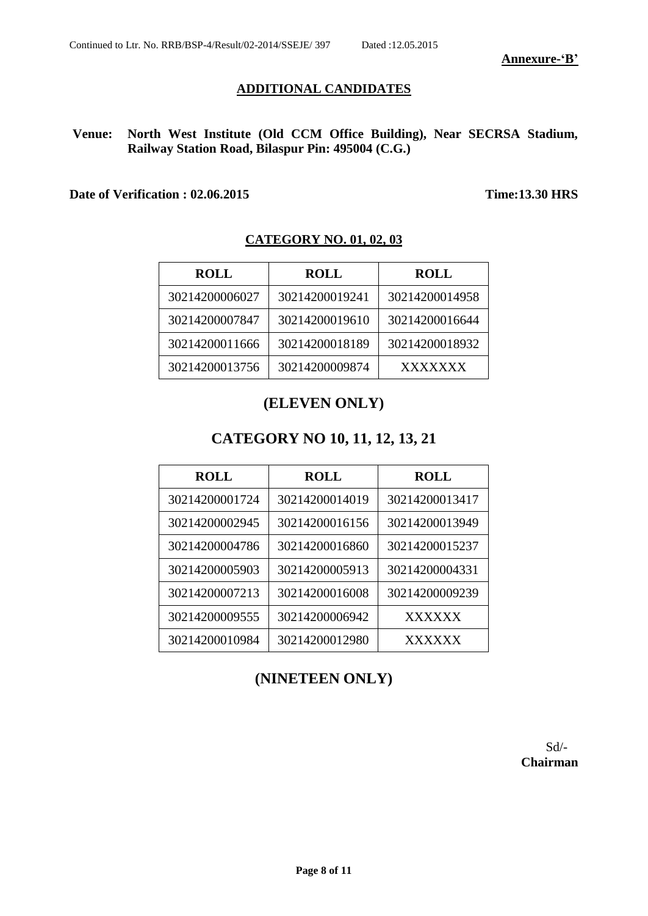Continued to Ltr. No. RRB/BSP-4/Result/02-2014/SSEJE/ 397 Dated :12.05.2015

**Annexure-'B'**

## ADDITIONAL CANDIDATES

**Venue: North West Institute (Old CCM Office Building), Near SECRSA Stadium, Railway Station Road, Bilaspur Pin: 495004 (C.G.)**

**Date of Verification : 02.06.2015** **Time:13.30 HRS**

### CATEGORY NO. 01, 02, 03

| ROLL | ROLL | ROLL |
|---|---|---|
| 30214200006027 | 30214200019241 | 30214200014958 |
| 30214200007847 | 30214200019610 | 30214200016644 |
| 30214200011666 | 30214200018189 | 30214200018932 |
| 30214200013756 | 30214200009874 | XXXXXXX |

## (ELEVEN ONLY)

## CATEGORY NO 10, 11, 12, 13, 21

| ROLL | ROLL | ROLL |
|---|---|---|
| 30214200001724 | 30214200014019 | 30214200013417 |
| 30214200002945 | 30214200016156 | 30214200013949 |
| 30214200004786 | 30214200016860 | 30214200015237 |
| 30214200005903 | 30214200005913 | 30214200004331 |
| 30214200007213 | 30214200016008 | 30214200009239 |
| 30214200009555 | 30214200006942 | XXXXXX |
| 30214200010984 | 30214200012980 | XXXXXX |

## (NINETEEN ONLY)

Sd/-
**Chairman**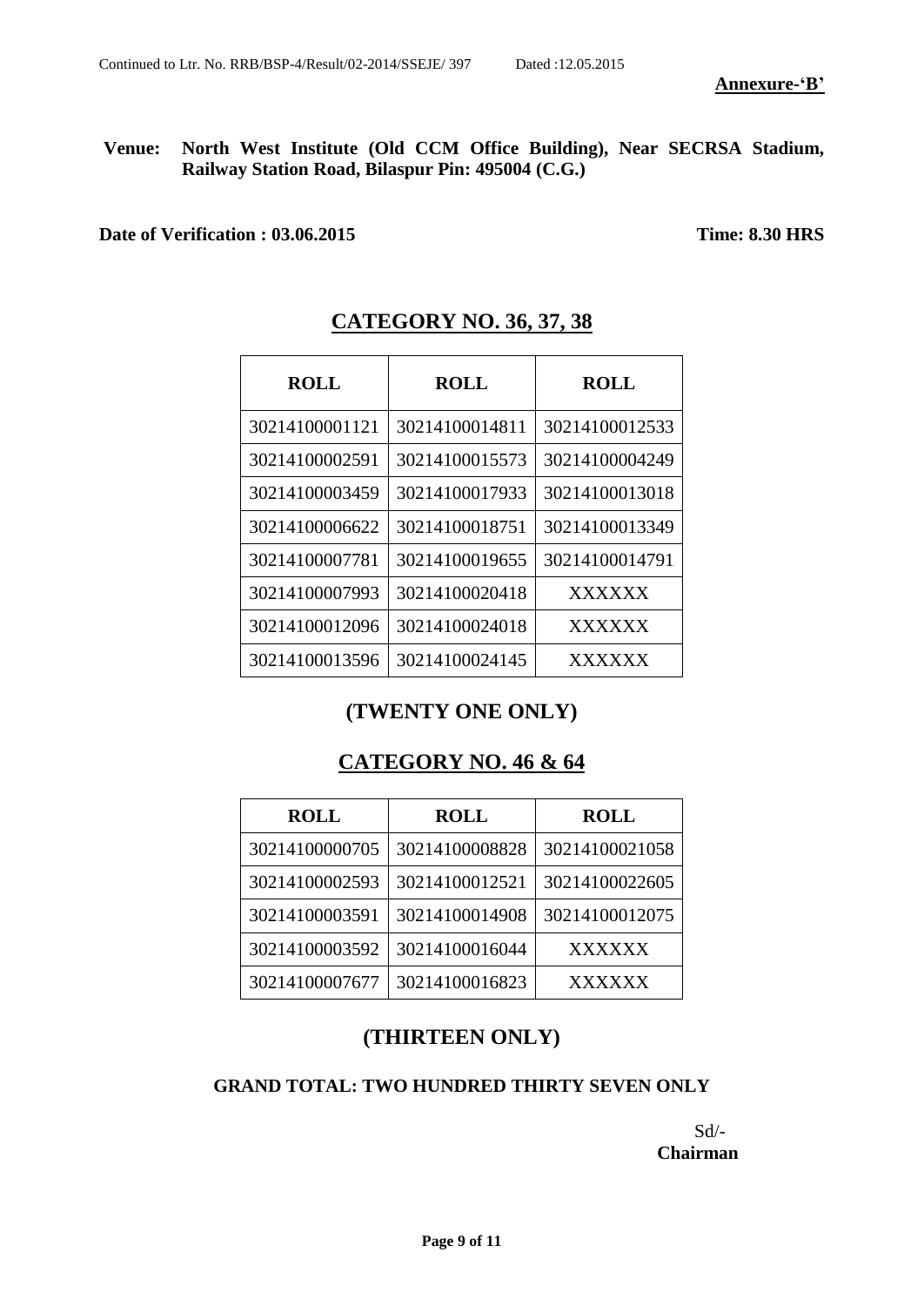Continued to Ltr. No. RRB/BSP-4/Result/02-2014/SSEJE/ 397 Dated :12.05.2015

**Annexure-'B'**

**Venue: North West Institute (Old CCM Office Building), Near SECRSA Stadium, Railway Station Road, Bilaspur Pin: 495004 (C.G.)**

**Date of Verification : 03.06.2015** **Time: 8.30 HRS**

## CATEGORY NO. 36, 37, 38

| ROLL | ROLL | ROLL |
|---|---|---|
| 30214100001121 | 30214100014811 | 30214100012533 |
| 30214100002591 | 30214100015573 | 30214100004249 |
| 30214100003459 | 30214100017933 | 30214100013018 |
| 30214100006622 | 30214100018751 | 30214100013349 |
| 30214100007781 | 30214100019655 | 30214100014791 |
| 30214100007993 | 30214100020418 | XXXXXX |
| 30214100012096 | 30214100024018 | XXXXXX |
| 30214100013596 | 30214100024145 | XXXXXX |

**(TWENTY ONE ONLY)**

## CATEGORY NO. 46 & 64

| ROLL | ROLL | ROLL |
|---|---|---|
| 30214100000705 | 30214100008828 | 30214100021058 |
| 30214100002593 | 30214100012521 | 30214100022605 |
| 30214100003591 | 30214100014908 | 30214100012075 |
| 30214100003592 | 30214100016044 | XXXXXX |
| 30214100007677 | 30214100016823 | XXXXXX |

**(THIRTEEN ONLY)**

**GRAND TOTAL: TWO HUNDRED THIRTY SEVEN ONLY**

Sd/-
**Chairman**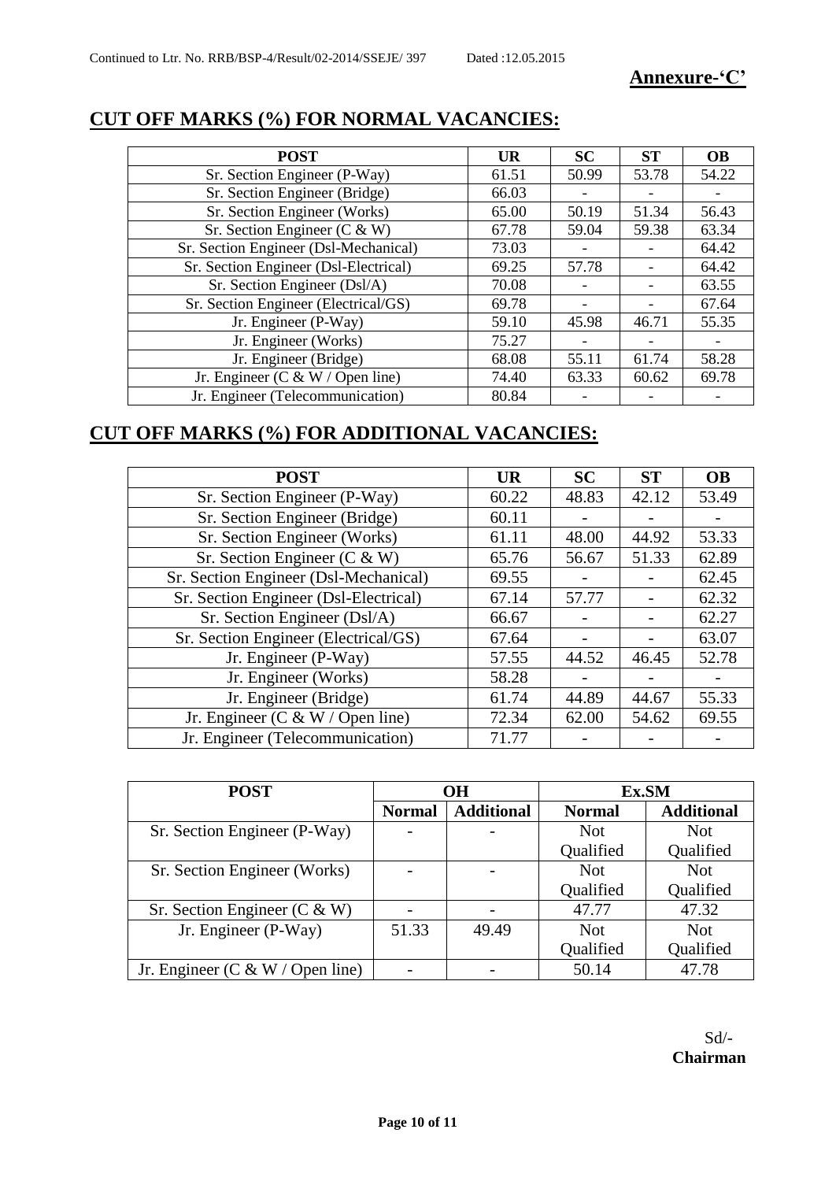Continued to Ltr. No. RRB/BSP-4/Result/02-2014/SSEJE/ 397 Dated :12.05.2015

**Annexure-'C'**

## CUT OFF MARKS (%) FOR NORMAL VACANCIES:

| POST | UR | SC | ST | OB |
|---|---|---|---|---|
| Sr. Section Engineer (P-Way) | 61.51 | 50.99 | 53.78 | 54.22 |
| Sr. Section Engineer (Bridge) | 66.03 | - | - | - |
| Sr. Section Engineer (Works) | 65.00 | 50.19 | 51.34 | 56.43 |
| Sr. Section Engineer (C & W) | 67.78 | 59.04 | 59.38 | 63.34 |
| Sr. Section Engineer (Dsl-Mechanical) | 73.03 | - | - | 64.42 |
| Sr. Section Engineer (Dsl-Electrical) | 69.25 | 57.78 | - | 64.42 |
| Sr. Section Engineer (Dsl/A) | 70.08 | - | - | 63.55 |
| Sr. Section Engineer (Electrical/GS) | 69.78 | - | - | 67.64 |
| Jr. Engineer (P-Way) | 59.10 | 45.98 | 46.71 | 55.35 |
| Jr. Engineer (Works) | 75.27 | - | - | - |
| Jr. Engineer (Bridge) | 68.08 | 55.11 | 61.74 | 58.28 |
| Jr. Engineer (C & W / Open line) | 74.40 | 63.33 | 60.62 | 69.78 |
| Jr. Engineer (Telecommunication) | 80.84 | - | - | - |

## CUT OFF MARKS (%) FOR ADDITIONAL VACANCIES:

| POST | UR | SC | ST | OB |
|---|---|---|---|---|
| Sr. Section Engineer (P-Way) | 60.22 | 48.83 | 42.12 | 53.49 |
| Sr. Section Engineer (Bridge) | 60.11 | - | - | - |
| Sr. Section Engineer (Works) | 61.11 | 48.00 | 44.92 | 53.33 |
| Sr. Section Engineer (C & W) | 65.76 | 56.67 | 51.33 | 62.89 |
| Sr. Section Engineer (Dsl-Mechanical) | 69.55 | - | - | 62.45 |
| Sr. Section Engineer (Dsl-Electrical) | 67.14 | 57.77 | - | 62.32 |
| Sr. Section Engineer (Dsl/A) | 66.67 | - | - | 62.27 |
| Sr. Section Engineer (Electrical/GS) | 67.64 | - | - | 63.07 |
| Jr. Engineer (P-Way) | 57.55 | 44.52 | 46.45 | 52.78 |
| Jr. Engineer (Works) | 58.28 | - | - | - |
| Jr. Engineer (Bridge) | 61.74 | 44.89 | 44.67 | 55.33 |
| Jr. Engineer (C & W / Open line) | 72.34 | 62.00 | 54.62 | 69.55 |
| Jr. Engineer (Telecommunication) | 71.77 | - | - | - |

| POST | OH | | Ex.SM | |
|---|---|---|---|---|
| | Normal | Additional | Normal | Additional |
| Sr. Section Engineer (P-Way) | - | - | Not Qualified | Not Qualified |
| Sr. Section Engineer (Works) | - | - | Not Qualified | Not Qualified |
| Sr. Section Engineer (C & W) | - | - | 47.77 | 47.32 |
| Jr. Engineer (P-Way) | 51.33 | 49.49 | Not Qualified | Not Qualified |
| Jr. Engineer (C & W / Open line) | - | - | 50.14 | 47.78 |

Sd/-
**Chairman**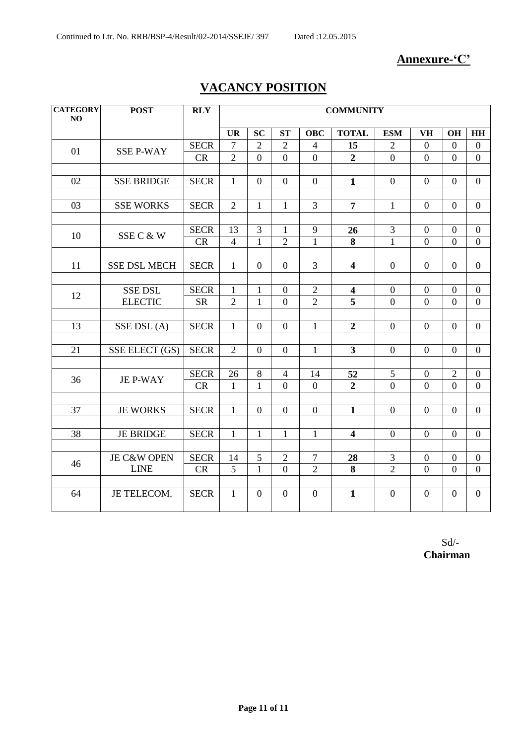Continued to Ltr. No. RRB/BSP-4/Result/02-2014/SSEJE/ 397 Dated :12.05.2015

**Annexure-'C'**

# VACANCY POSITION

| CATEGORY NO | POST | RLY | COMMUNITY | | | | | | | | |
|---|---|---|---|---|---|---|---|---|---|---|---|
| | | | UR | SC | ST | OBC | TOTAL | ESM | VH | OH | HH |
| 01 | SSE P-WAY | SECR | 7 | 2 | 2 | 4 | **15** | 2 | 0 | 0 | 0 |
| | | CR | 2 | 0 | 0 | 0 | **2** | 0 | 0 | 0 | 0 |
| | | | | | | | | | | | |
| 02 | SSE BRIDGE | SECR | 1 | 0 | 0 | 0 | **1** | 0 | 0 | 0 | 0 |
| | | | | | | | | | | | |
| 03 | SSE WORKS | SECR | 2 | 1 | 1 | 3 | **7** | 1 | 0 | 0 | 0 |
| | | | | | | | | | | | |
| 10 | SSE C & W | SECR | 13 | 3 | 1 | 9 | **26** | 3 | 0 | 0 | 0 |
| | | CR | 4 | 1 | 2 | 1 | **8** | 1 | 0 | 0 | 0 |
| | | | | | | | | | | | |
| 11 | SSE DSL MECH | SECR | 1 | 0 | 0 | 3 | **4** | 0 | 0 | 0 | 0 |
| | | | | | | | | | | | |
| 12 | SSE DSL ELECTIC | SECR | 1 | 1 | 0 | 2 | **4** | 0 | 0 | 0 | 0 |
| | | SR | 2 | 1 | 0 | 2 | **5** | 0 | 0 | 0 | 0 |
| | | | | | | | | | | | |
| 13 | SSE DSL (A) | SECR | 1 | 0 | 0 | 1 | **2** | 0 | 0 | 0 | 0 |
| | | | | | | | | | | | |
| 21 | SSE ELECT (GS) | SECR | 2 | 0 | 0 | 1 | **3** | 0 | 0 | 0 | 0 |
| | | | | | | | | | | | |
| 36 | JE P-WAY | SECR | 26 | 8 | 4 | 14 | **52** | 5 | 0 | 2 | 0 |
| | | CR | 1 | 1 | 0 | 0 | **2** | 0 | 0 | 0 | 0 |
| | | | | | | | | | | | |
| 37 | JE WORKS | SECR | 1 | 0 | 0 | 0 | **1** | 0 | 0 | 0 | 0 |
| | | | | | | | | | | | |
| 38 | JE BRIDGE | SECR | 1 | 1 | 1 | 1 | **4** | 0 | 0 | 0 | 0 |
| | | | | | | | | | | | |
| 46 | JE C&W OPEN LINE | SECR | 14 | 5 | 2 | 7 | **28** | 3 | 0 | 0 | 0 |
| | | CR | 5 | 1 | 0 | 2 | **8** | 2 | 0 | 0 | 0 |
| | | | | | | | | | | | |
| 64 | JE TELECOM. | SECR | 1 | 0 | 0 | 0 | **1** | 0 | 0 | 0 | 0 |

Sd/-
**Chairman**